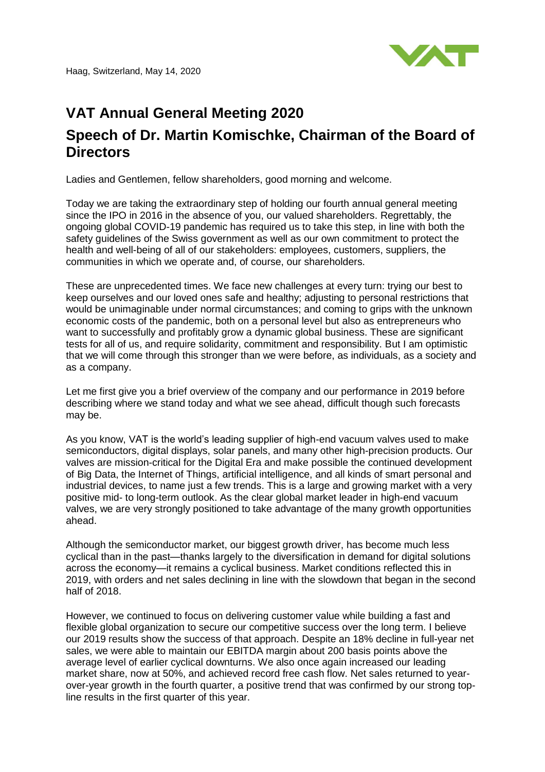Haag, Switzerland, May 14, 2020

# VAT Annual General Meeting 2020

# Speech of Dr. Martin Komischke, Chairman of the Board of Directors

Ladies and Gentlemen, fellow shareholders, good morning and welcome.

Today we are taking the extraordinary step of holding our fourth annual general meeting since the IPO in 2016 in the absence of you, our valued shareholders. Regrettably, the ongoing global COVID-19 pandemic has required us to take this step, in line with both the safety guidelines of the Swiss government as well as our own commitment to protect the health and well-being of all of our stakeholders: employees, customers, suppliers, the communities in which we operate and, of course, our shareholders.

These are unprecedented times. We face new challenges at every turn: trying our best to keep ourselves and our loved ones safe and healthy; adjusting to personal restrictions that would be unimaginable under normal circumstances; and coming to grips with the unknown economic costs of the pandemic, both on a personal level but also as entrepreneurs who want to successfully and profitably grow a dynamic global business. These are significant tests for all of us, and require solidarity, commitment and responsibility. But I am optimistic that we will come through this stronger than we were before, as individuals, as a society and as a company.

Let me first give you a brief overview of the company and our performance in 2019 before describing where we stand today and what we see ahead, difficult though such forecasts may be.

As you know, VAT is the world's leading supplier of high-end vacuum valves used to make semiconductors, digital displays, solar panels, and many other high-precision products. Our valves are mission-critical for the Digital Era and make possible the continued development of Big Data, the Internet of Things, artificial intelligence, and all kinds of smart personal and industrial devices, to name just a few trends. This is a large and growing market with a very positive mid- to long-term outlook. As the clear global market leader in high-end vacuum valves, we are very strongly positioned to take advantage of the many growth opportunities ahead.

Although the semiconductor market, our biggest growth driver, has become much less cyclical than in the past—thanks largely to the diversification in demand for digital solutions across the economy—it remains a cyclical business. Market conditions reflected this in 2019, with orders and net sales declining in line with the slowdown that began in the second half of 2018.

However, we continued to focus on delivering customer value while building a fast and flexible global organization to secure our competitive success over the long term. I believe our 2019 results show the success of that approach. Despite an 18% decline in full-year net sales, we were able to maintain our EBITDA margin about 200 basis points above the average level of earlier cyclical downturns. We also once again increased our leading market share, now at 50%, and achieved record free cash flow. Net sales returned to year-over-year growth in the fourth quarter, a positive trend that was confirmed by our strong top-line results in the first quarter of this year.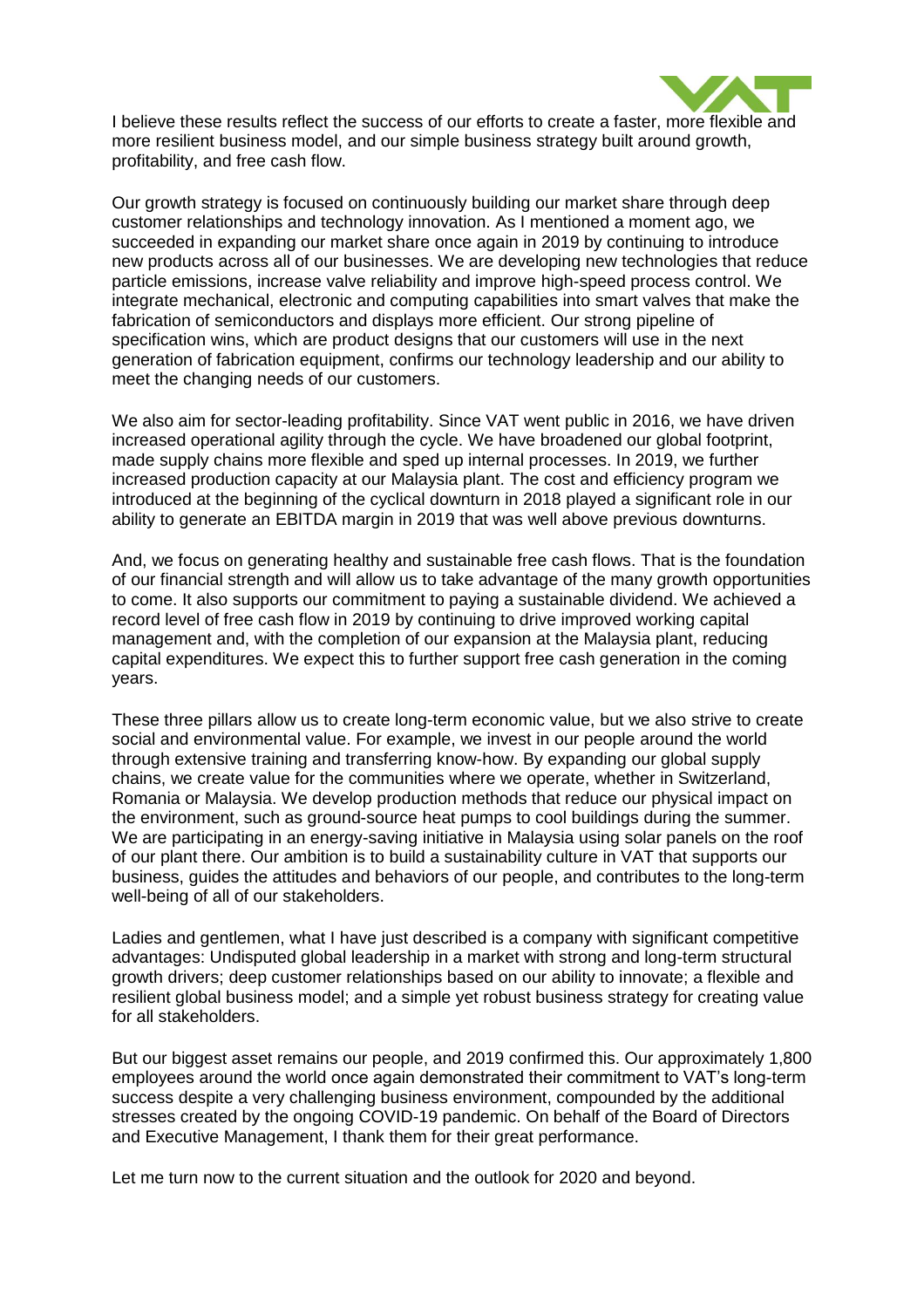I believe these results reflect the success of our efforts to create a faster, more flexible and more resilient business model, and our simple business strategy built around growth, profitability, and free cash flow.

Our growth strategy is focused on continuously building our market share through deep customer relationships and technology innovation. As I mentioned a moment ago, we succeeded in expanding our market share once again in 2019 by continuing to introduce new products across all of our businesses. We are developing new technologies that reduce particle emissions, increase valve reliability and improve high-speed process control. We integrate mechanical, electronic and computing capabilities into smart valves that make the fabrication of semiconductors and displays more efficient. Our strong pipeline of specification wins, which are product designs that our customers will use in the next generation of fabrication equipment, confirms our technology leadership and our ability to meet the changing needs of our customers.

We also aim for sector-leading profitability. Since VAT went public in 2016, we have driven increased operational agility through the cycle. We have broadened our global footprint, made supply chains more flexible and sped up internal processes. In 2019, we further increased production capacity at our Malaysia plant. The cost and efficiency program we introduced at the beginning of the cyclical downturn in 2018 played a significant role in our ability to generate an EBITDA margin in 2019 that was well above previous downturns.

And, we focus on generating healthy and sustainable free cash flows. That is the foundation of our financial strength and will allow us to take advantage of the many growth opportunities to come. It also supports our commitment to paying a sustainable dividend. We achieved a record level of free cash flow in 2019 by continuing to drive improved working capital management and, with the completion of our expansion at the Malaysia plant, reducing capital expenditures. We expect this to further support free cash generation in the coming years.

These three pillars allow us to create long-term economic value, but we also strive to create social and environmental value. For example, we invest in our people around the world through extensive training and transferring know-how. By expanding our global supply chains, we create value for the communities where we operate, whether in Switzerland, Romania or Malaysia. We develop production methods that reduce our physical impact on the environment, such as ground-source heat pumps to cool buildings during the summer. We are participating in an energy-saving initiative in Malaysia using solar panels on the roof of our plant there. Our ambition is to build a sustainability culture in VAT that supports our business, guides the attitudes and behaviors of our people, and contributes to the long-term well-being of all of our stakeholders.

Ladies and gentlemen, what I have just described is a company with significant competitive advantages: Undisputed global leadership in a market with strong and long-term structural growth drivers; deep customer relationships based on our ability to innovate; a flexible and resilient global business model; and a simple yet robust business strategy for creating value for all stakeholders.

But our biggest asset remains our people, and 2019 confirmed this. Our approximately 1,800 employees around the world once again demonstrated their commitment to VAT's long-term success despite a very challenging business environment, compounded by the additional stresses created by the ongoing COVID-19 pandemic. On behalf of the Board of Directors and Executive Management, I thank them for their great performance.

Let me turn now to the current situation and the outlook for 2020 and beyond.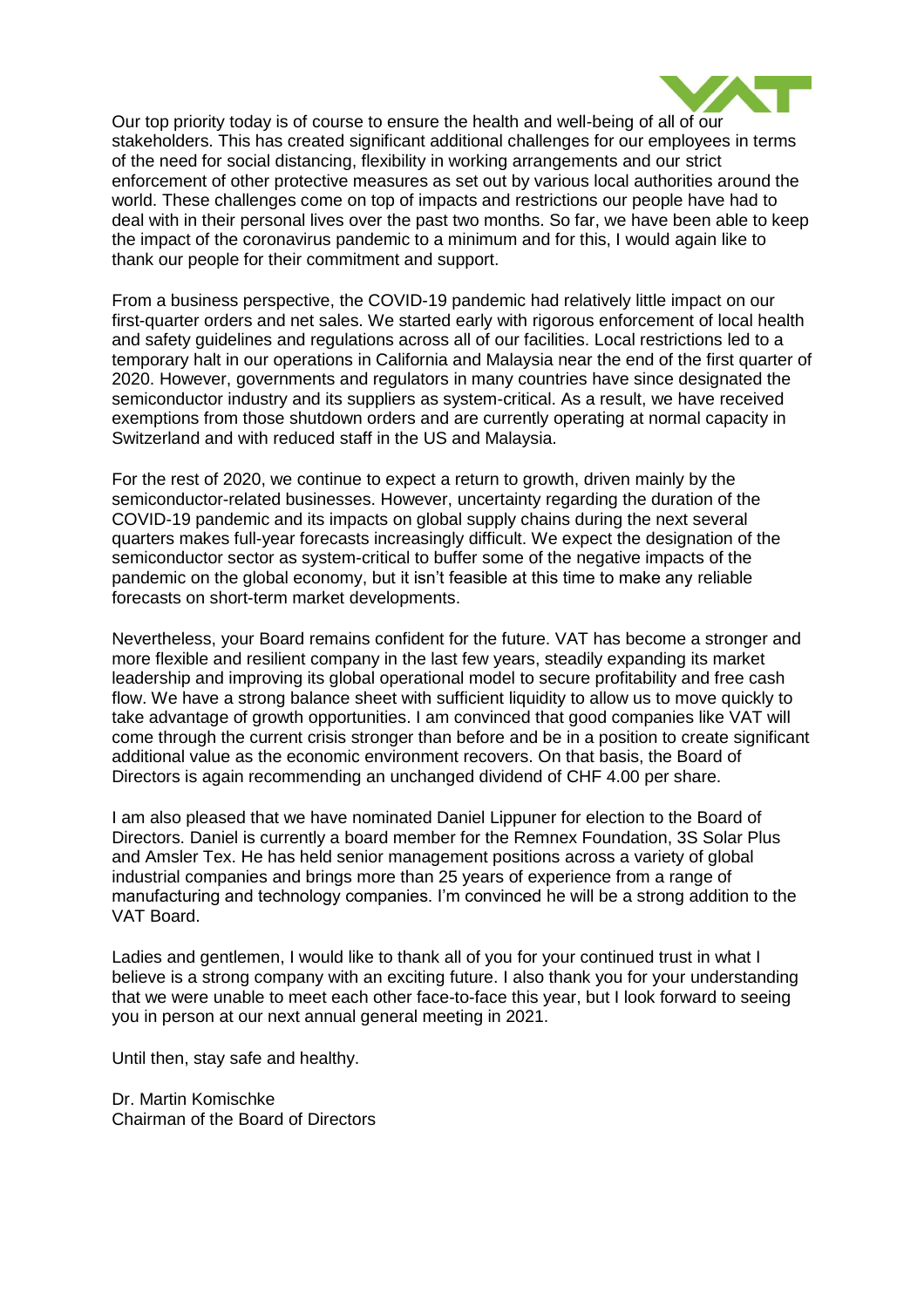Our top priority today is of course to ensure the health and well-being of all of our stakeholders. This has created significant additional challenges for our employees in terms of the need for social distancing, flexibility in working arrangements and our strict enforcement of other protective measures as set out by various local authorities around the world. These challenges come on top of impacts and restrictions our people have had to deal with in their personal lives over the past two months. So far, we have been able to keep the impact of the coronavirus pandemic to a minimum and for this, I would again like to thank our people for their commitment and support.

From a business perspective, the COVID-19 pandemic had relatively little impact on our first-quarter orders and net sales. We started early with rigorous enforcement of local health and safety guidelines and regulations across all of our facilities. Local restrictions led to a temporary halt in our operations in California and Malaysia near the end of the first quarter of 2020. However, governments and regulators in many countries have since designated the semiconductor industry and its suppliers as system-critical. As a result, we have received exemptions from those shutdown orders and are currently operating at normal capacity in Switzerland and with reduced staff in the US and Malaysia.

For the rest of 2020, we continue to expect a return to growth, driven mainly by the semiconductor-related businesses. However, uncertainty regarding the duration of the COVID-19 pandemic and its impacts on global supply chains during the next several quarters makes full-year forecasts increasingly difficult. We expect the designation of the semiconductor sector as system-critical to buffer some of the negative impacts of the pandemic on the global economy, but it isn't feasible at this time to make any reliable forecasts on short-term market developments.

Nevertheless, your Board remains confident for the future. VAT has become a stronger and more flexible and resilient company in the last few years, steadily expanding its market leadership and improving its global operational model to secure profitability and free cash flow. We have a strong balance sheet with sufficient liquidity to allow us to move quickly to take advantage of growth opportunities. I am convinced that good companies like VAT will come through the current crisis stronger than before and be in a position to create significant additional value as the economic environment recovers. On that basis, the Board of Directors is again recommending an unchanged dividend of CHF 4.00 per share.

I am also pleased that we have nominated Daniel Lippuner for election to the Board of Directors. Daniel is currently a board member for the Remnex Foundation, 3S Solar Plus and Amsler Tex. He has held senior management positions across a variety of global industrial companies and brings more than 25 years of experience from a range of manufacturing and technology companies. I'm convinced he will be a strong addition to the VAT Board.

Ladies and gentlemen, I would like to thank all of you for your continued trust in what I believe is a strong company with an exciting future. I also thank you for your understanding that we were unable to meet each other face-to-face this year, but I look forward to seeing you in person at our next annual general meeting in 2021.

Until then, stay safe and healthy.

Dr. Martin Komischke
Chairman of the Board of Directors